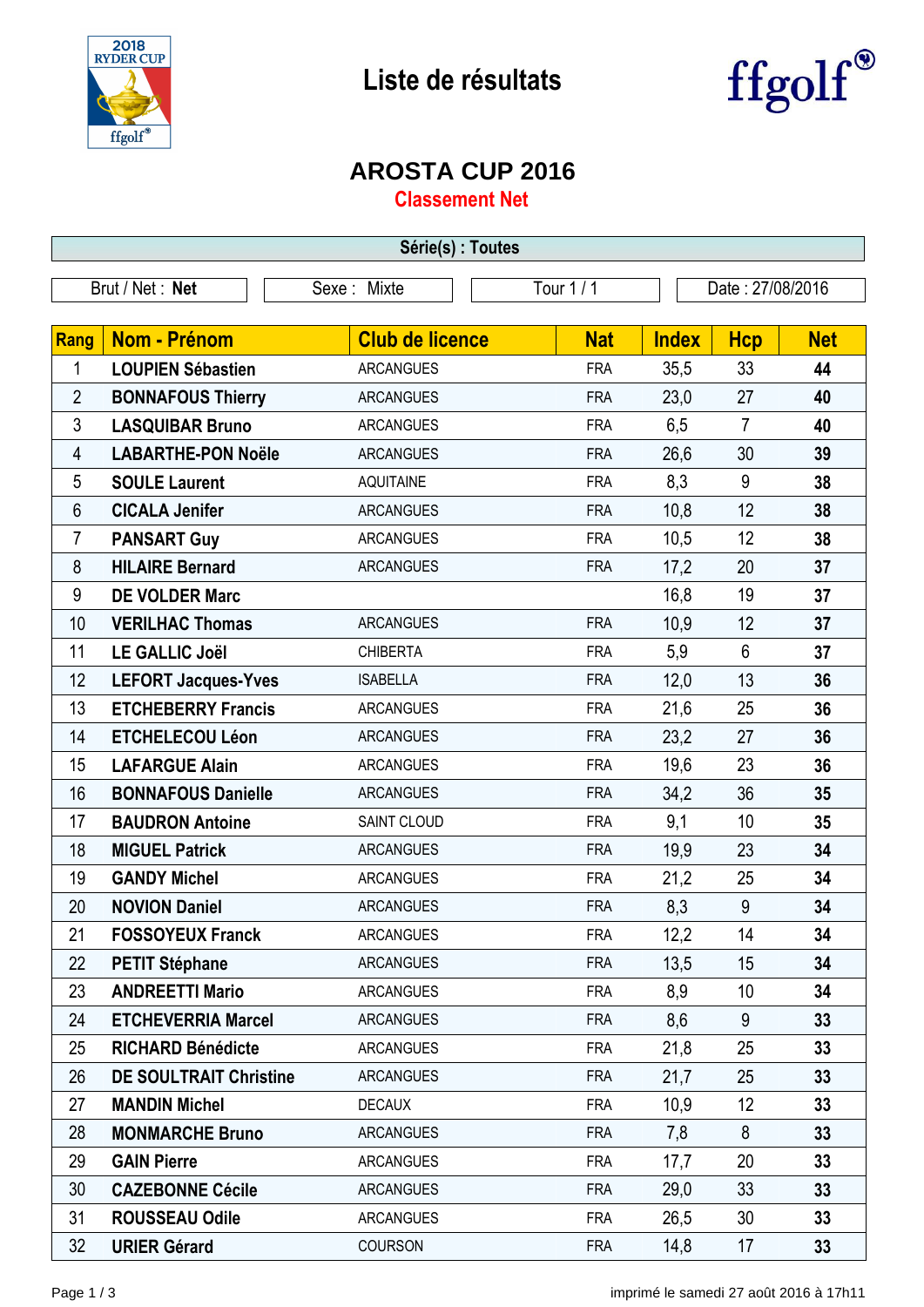# Liste de résultats

## AROSTA CUP 2016

### Classement Net

**Série(s) : Toutes**

| Brut / Net : **Net** | Sexe : Mixte | Tour 1 / 1 | Date : 27/08/2016 |
|---|---|---|---|

| Rang | Nom - Prénom | Club de licence | Nat | Index | Hcp | Net |
|---|---|---|---|---|---|---|
| 1 | **LOUPIEN Sébastien** | ARCANGUES | FRA | 35,5 | 33 | **44** |
| 2 | **BONNAFOUS Thierry** | ARCANGUES | FRA | 23,0 | 27 | **40** |
| 3 | **LASQUIBAR Bruno** | ARCANGUES | FRA | 6,5 | 7 | **40** |
| 4 | **LABARTHE-PON Noële** | ARCANGUES | FRA | 26,6 | 30 | **39** |
| 5 | **SOULE Laurent** | AQUITAINE | FRA | 8,3 | 9 | **38** |
| 6 | **CICALA Jenifer** | ARCANGUES | FRA | 10,8 | 12 | **38** |
| 7 | **PANSART Guy** | ARCANGUES | FRA | 10,5 | 12 | **38** |
| 8 | **HILAIRE Bernard** | ARCANGUES | FRA | 17,2 | 20 | **37** |
| 9 | **DE VOLDER Marc** | | | 16,8 | 19 | **37** |
| 10 | **VERILHAC Thomas** | ARCANGUES | FRA | 10,9 | 12 | **37** |
| 11 | **LE GALLIC Joël** | CHIBERTA | FRA | 5,9 | 6 | **37** |
| 12 | **LEFORT Jacques-Yves** | ISABELLA | FRA | 12,0 | 13 | **36** |
| 13 | **ETCHEBERRY Francis** | ARCANGUES | FRA | 21,6 | 25 | **36** |
| 14 | **ETCHELECOU Léon** | ARCANGUES | FRA | 23,2 | 27 | **36** |
| 15 | **LAFARGUE Alain** | ARCANGUES | FRA | 19,6 | 23 | **36** |
| 16 | **BONNAFOUS Danielle** | ARCANGUES | FRA | 34,2 | 36 | **35** |
| 17 | **BAUDRON Antoine** | SAINT CLOUD | FRA | 9,1 | 10 | **35** |
| 18 | **MIGUEL Patrick** | ARCANGUES | FRA | 19,9 | 23 | **34** |
| 19 | **GANDY Michel** | ARCANGUES | FRA | 21,2 | 25 | **34** |
| 20 | **NOVION Daniel** | ARCANGUES | FRA | 8,3 | 9 | **34** |
| 21 | **FOSSOYEUX Franck** | ARCANGUES | FRA | 12,2 | 14 | **34** |
| 22 | **PETIT Stéphane** | ARCANGUES | FRA | 13,5 | 15 | **34** |
| 23 | **ANDREETTI Mario** | ARCANGUES | FRA | 8,9 | 10 | **34** |
| 24 | **ETCHEVERRIA Marcel** | ARCANGUES | FRA | 8,6 | 9 | **33** |
| 25 | **RICHARD Bénédicte** | ARCANGUES | FRA | 21,8 | 25 | **33** |
| 26 | **DE SOULTRAIT Christine** | ARCANGUES | FRA | 21,7 | 25 | **33** |
| 27 | **MANDIN Michel** | DECAUX | FRA | 10,9 | 12 | **33** |
| 28 | **MONMARCHE Bruno** | ARCANGUES | FRA | 7,8 | 8 | **33** |
| 29 | **GAIN Pierre** | ARCANGUES | FRA | 17,7 | 20 | **33** |
| 30 | **CAZEBONNE Cécile** | ARCANGUES | FRA | 29,0 | 33 | **33** |
| 31 | **ROUSSEAU Odile** | ARCANGUES | FRA | 26,5 | 30 | **33** |
| 32 | **URIER Gérard** | COURSON | FRA | 14,8 | 17 | **33** |

imprimé le samedi 27 août 2016 à 17h11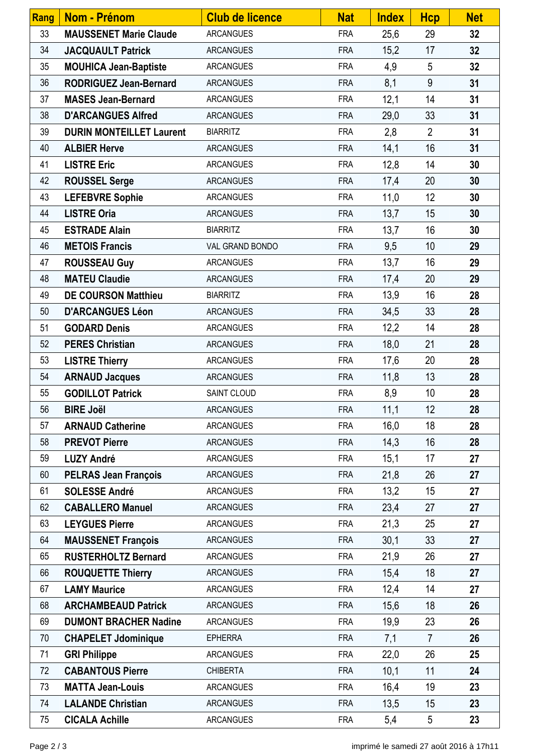| Rang | Nom - Prénom | Club de licence | Nat | Index | Hcp | Net |
|---|---|---|---|---|---|---|
| 33 | **MAUSSENET Marie Claude** | ARCANGUES | FRA | 25,6 | 29 | **32** |
| 34 | **JACQUAULT Patrick** | ARCANGUES | FRA | 15,2 | 17 | **32** |
| 35 | **MOUHICA Jean-Baptiste** | ARCANGUES | FRA | 4,9 | 5 | **32** |
| 36 | **RODRIGUEZ Jean-Bernard** | ARCANGUES | FRA | 8,1 | 9 | **31** |
| 37 | **MASES Jean-Bernard** | ARCANGUES | FRA | 12,1 | 14 | **31** |
| 38 | **D'ARCANGUES Alfred** | ARCANGUES | FRA | 29,0 | 33 | **31** |
| 39 | **DURIN MONTEILLET Laurent** | BIARRITZ | FRA | 2,8 | 2 | **31** |
| 40 | **ALBIER Herve** | ARCANGUES | FRA | 14,1 | 16 | **31** |
| 41 | **LISTRE Eric** | ARCANGUES | FRA | 12,8 | 14 | **30** |
| 42 | **ROUSSEL Serge** | ARCANGUES | FRA | 17,4 | 20 | **30** |
| 43 | **LEFEBVRE Sophie** | ARCANGUES | FRA | 11,0 | 12 | **30** |
| 44 | **LISTRE Oria** | ARCANGUES | FRA | 13,7 | 15 | **30** |
| 45 | **ESTRADE Alain** | BIARRITZ | FRA | 13,7 | 16 | **30** |
| 46 | **METOIS Francis** | VAL GRAND BONDO | FRA | 9,5 | 10 | **29** |
| 47 | **ROUSSEAU Guy** | ARCANGUES | FRA | 13,7 | 16 | **29** |
| 48 | **MATEU Claudie** | ARCANGUES | FRA | 17,4 | 20 | **29** |
| 49 | **DE COURSON Matthieu** | BIARRITZ | FRA | 13,9 | 16 | **28** |
| 50 | **D'ARCANGUES Léon** | ARCANGUES | FRA | 34,5 | 33 | **28** |
| 51 | **GODARD Denis** | ARCANGUES | FRA | 12,2 | 14 | **28** |
| 52 | **PERES Christian** | ARCANGUES | FRA | 18,0 | 21 | **28** |
| 53 | **LISTRE Thierry** | ARCANGUES | FRA | 17,6 | 20 | **28** |
| 54 | **ARNAUD Jacques** | ARCANGUES | FRA | 11,8 | 13 | **28** |
| 55 | **GODILLOT Patrick** | SAINT CLOUD | FRA | 8,9 | 10 | **28** |
| 56 | **BIRE Joël** | ARCANGUES | FRA | 11,1 | 12 | **28** |
| 57 | **ARNAUD Catherine** | ARCANGUES | FRA | 16,0 | 18 | **28** |
| 58 | **PREVOT Pierre** | ARCANGUES | FRA | 14,3 | 16 | **28** |
| 59 | **LUZY André** | ARCANGUES | FRA | 15,1 | 17 | **27** |
| 60 | **PELRAS Jean François** | ARCANGUES | FRA | 21,8 | 26 | **27** |
| 61 | **SOLESSE André** | ARCANGUES | FRA | 13,2 | 15 | **27** |
| 62 | **CABALLERO Manuel** | ARCANGUES | FRA | 23,4 | 27 | **27** |
| 63 | **LEYGUES Pierre** | ARCANGUES | FRA | 21,3 | 25 | **27** |
| 64 | **MAUSSENET François** | ARCANGUES | FRA | 30,1 | 33 | **27** |
| 65 | **RUSTERHOLTZ Bernard** | ARCANGUES | FRA | 21,9 | 26 | **27** |
| 66 | **ROUQUETTE Thierry** | ARCANGUES | FRA | 15,4 | 18 | **27** |
| 67 | **LAMY Maurice** | ARCANGUES | FRA | 12,4 | 14 | **27** |
| 68 | **ARCHAMBEAUD Patrick** | ARCANGUES | FRA | 15,6 | 18 | **26** |
| 69 | **DUMONT BRACHER Nadine** | ARCANGUES | FRA | 19,9 | 23 | **26** |
| 70 | **CHAPELET Jdominique** | EPHERRA | FRA | 7,1 | 7 | **26** |
| 71 | **GRI Philippe** | ARCANGUES | FRA | 22,0 | 26 | **25** |
| 72 | **CABANTOUS Pierre** | CHIBERTA | FRA | 10,1 | 11 | **24** |
| 73 | **MATTA Jean-Louis** | ARCANGUES | FRA | 16,4 | 19 | **23** |
| 74 | **LALANDE Christian** | ARCANGUES | FRA | 13,5 | 15 | **23** |
| 75 | **CICALA Achille** | ARCANGUES | FRA | 5,4 | 5 | **23** |

imprimé le samedi 27 août 2016 à 17h11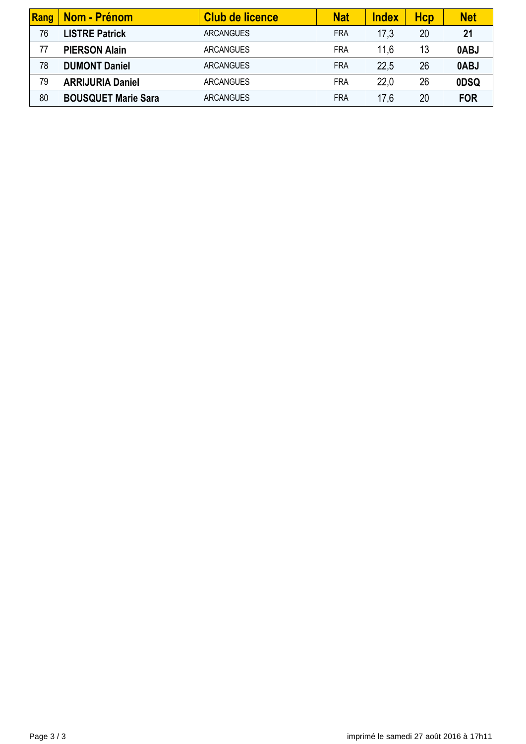| Rang | Nom - Prénom | Club de licence | Nat | Index | Hcp | Net |
|---|---|---|---|---|---|---|
| 76 | **LISTRE Patrick** | ARCANGUES | FRA | 17,3 | 20 | **21** |
| 77 | **PIERSON Alain** | ARCANGUES | FRA | 11,6 | 13 | **0ABJ** |
| 78 | **DUMONT Daniel** | ARCANGUES | FRA | 22,5 | 26 | **0ABJ** |
| 79 | **ARRIJURIA Daniel** | ARCANGUES | FRA | 22,0 | 26 | **0DSQ** |
| 80 | **BOUSQUET Marie Sara** | ARCANGUES | FRA | 17,6 | 20 | **FOR** |

imprimé le samedi 27 août 2016 à 17h11